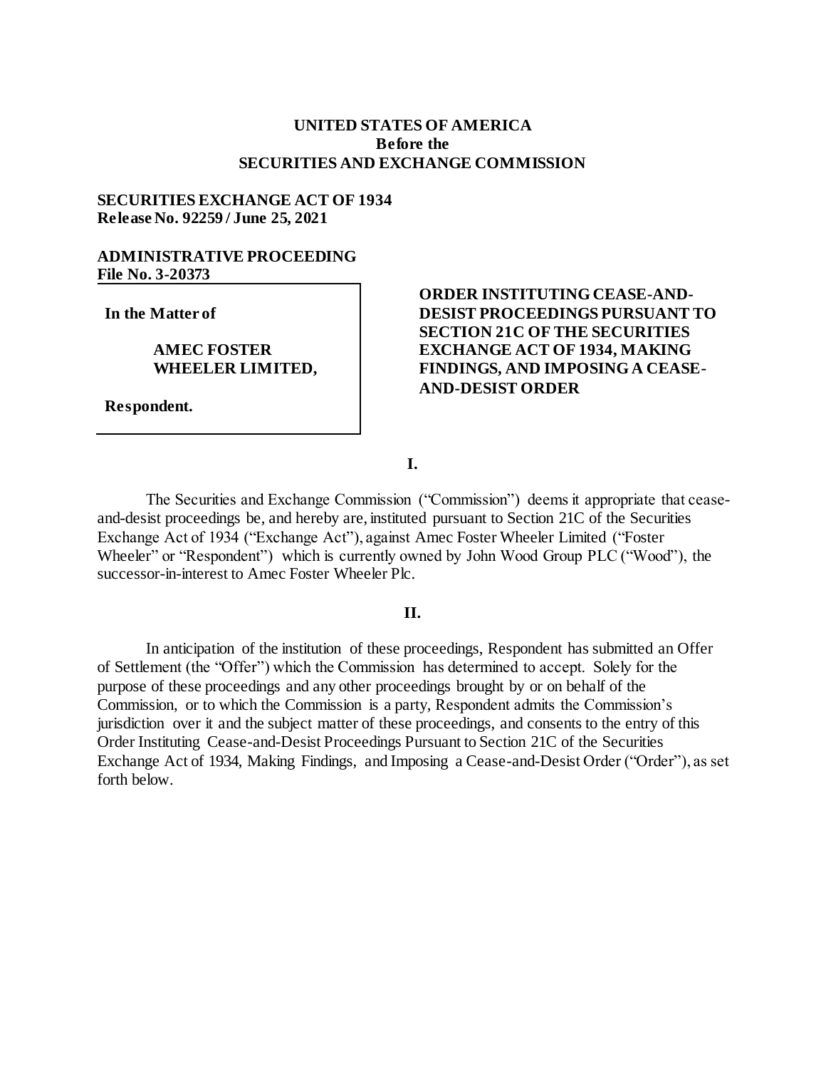**UNITED STATES OF AMERICA**
**Before the**
**SECURITIES AND EXCHANGE COMMISSION**

**SECURITIES EXCHANGE ACT OF 1934**
**Release No. 92259 / June 25, 2021**

**ADMINISTRATIVE PROCEEDING**
**File No. 3-20373**

**In the Matter of**

**AMEC FOSTER WHEELER LIMITED,**

**Respondent.**

**ORDER INSTITUTING CEASE-AND-DESIST PROCEEDINGS PURSUANT TO SECTION 21C OF THE SECURITIES EXCHANGE ACT OF 1934, MAKING FINDINGS, AND IMPOSING A CEASE-AND-DESIST ORDER**

**I.**

The Securities and Exchange Commission ("Commission") deems it appropriate that cease-and-desist proceedings be, and hereby are, instituted pursuant to Section 21C of the Securities Exchange Act of 1934 ("Exchange Act"), against Amec Foster Wheeler Limited ("Foster Wheeler" or "Respondent") which is currently owned by John Wood Group PLC ("Wood"), the successor-in-interest to Amec Foster Wheeler Plc.

**II.**

In anticipation of the institution of these proceedings, Respondent has submitted an Offer of Settlement (the "Offer") which the Commission has determined to accept. Solely for the purpose of these proceedings and any other proceedings brought by or on behalf of the Commission, or to which the Commission is a party, Respondent admits the Commission's jurisdiction over it and the subject matter of these proceedings, and consents to the entry of this Order Instituting Cease-and-Desist Proceedings Pursuant to Section 21C of the Securities Exchange Act of 1934, Making Findings, and Imposing a Cease-and-Desist Order ("Order"), as set forth below.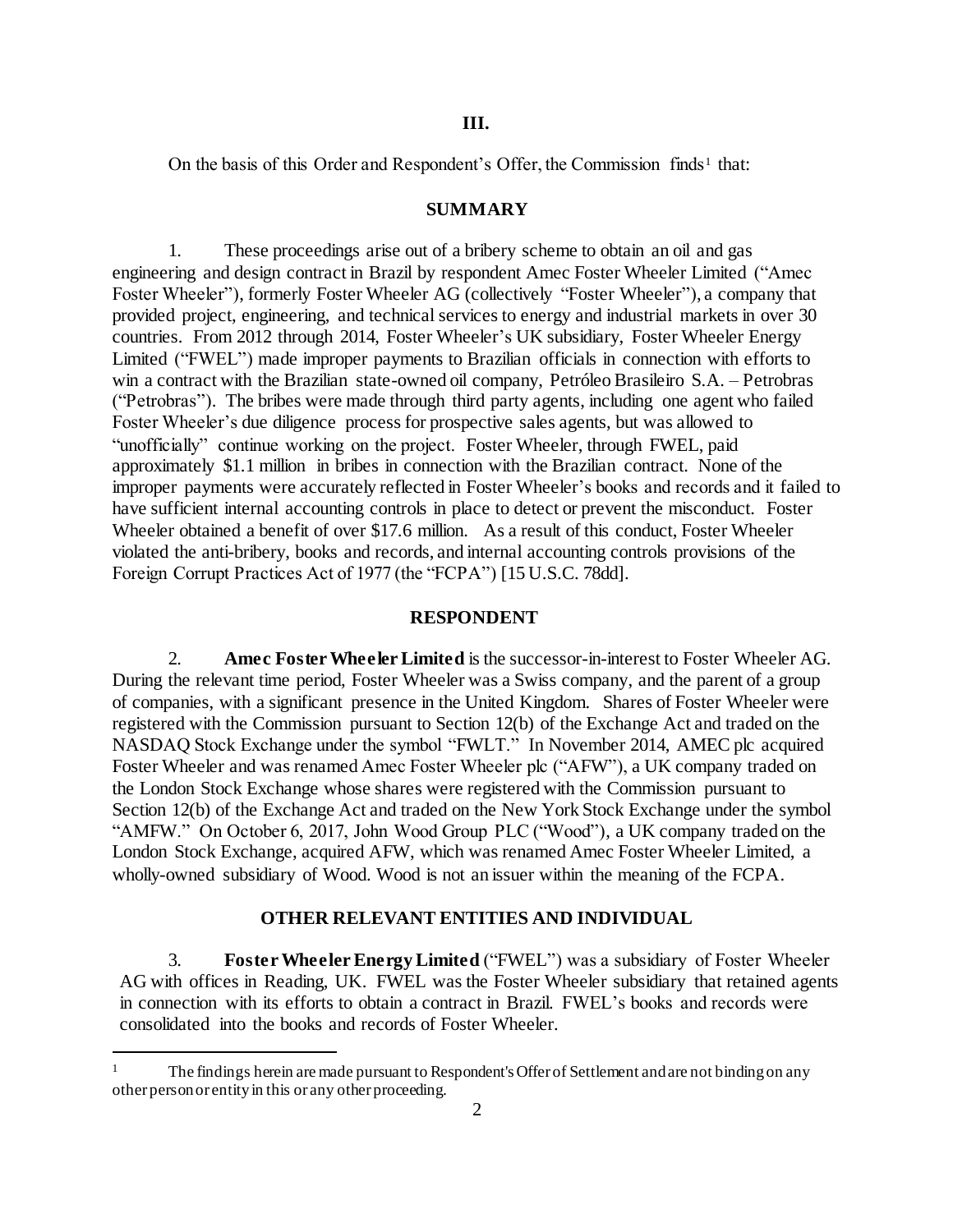## III.

On the basis of this Order and Respondent's Offer, the Commission finds[1] that:

## SUMMARY

1. These proceedings arise out of a bribery scheme to obtain an oil and gas engineering and design contract in Brazil by respondent Amec Foster Wheeler Limited ("Amec Foster Wheeler"), formerly Foster Wheeler AG (collectively "Foster Wheeler"), a company that provided project, engineering, and technical services to energy and industrial markets in over 30 countries. From 2012 through 2014, Foster Wheeler's UK subsidiary, Foster Wheeler Energy Limited ("FWEL") made improper payments to Brazilian officials in connection with efforts to win a contract with the Brazilian state-owned oil company, Petróleo Brasileiro S.A. – Petrobras ("Petrobras"). The bribes were made through third party agents, including one agent who failed Foster Wheeler's due diligence process for prospective sales agents, but was allowed to "unofficially" continue working on the project. Foster Wheeler, through FWEL, paid approximately $1.1 million in bribes in connection with the Brazilian contract. None of the improper payments were accurately reflected in Foster Wheeler's books and records and it failed to have sufficient internal accounting controls in place to detect or prevent the misconduct. Foster Wheeler obtained a benefit of over $17.6 million. As a result of this conduct, Foster Wheeler violated the anti-bribery, books and records, and internal accounting controls provisions of the Foreign Corrupt Practices Act of 1977 (the "FCPA") [15 U.S.C. 78dd].

## RESPONDENT

2. **Amec Foster Wheeler Limited** is the successor-in-interest to Foster Wheeler AG. During the relevant time period, Foster Wheeler was a Swiss company, and the parent of a group of companies, with a significant presence in the United Kingdom. Shares of Foster Wheeler were registered with the Commission pursuant to Section 12(b) of the Exchange Act and traded on the NASDAQ Stock Exchange under the symbol "FWLT." In November 2014, AMEC plc acquired Foster Wheeler and was renamed Amec Foster Wheeler plc ("AFW"), a UK company traded on the London Stock Exchange whose shares were registered with the Commission pursuant to Section 12(b) of the Exchange Act and traded on the New York Stock Exchange under the symbol "AMFW." On October 6, 2017, John Wood Group PLC ("Wood"), a UK company traded on the London Stock Exchange, acquired AFW, which was renamed Amec Foster Wheeler Limited, a wholly-owned subsidiary of Wood. Wood is not an issuer within the meaning of the FCPA.

## OTHER RELEVANT ENTITIES AND INDIVIDUAL

3. **Foster Wheeler Energy Limited** ("FWEL") was a subsidiary of Foster Wheeler AG with offices in Reading, UK. FWEL was the Foster Wheeler subsidiary that retained agents in connection with its efforts to obtain a contract in Brazil. FWEL's books and records were consolidated into the books and records of Foster Wheeler.

---

[1] The findings herein are made pursuant to Respondent's Offer of Settlement and are not binding on any other person or entity in this or any other proceeding.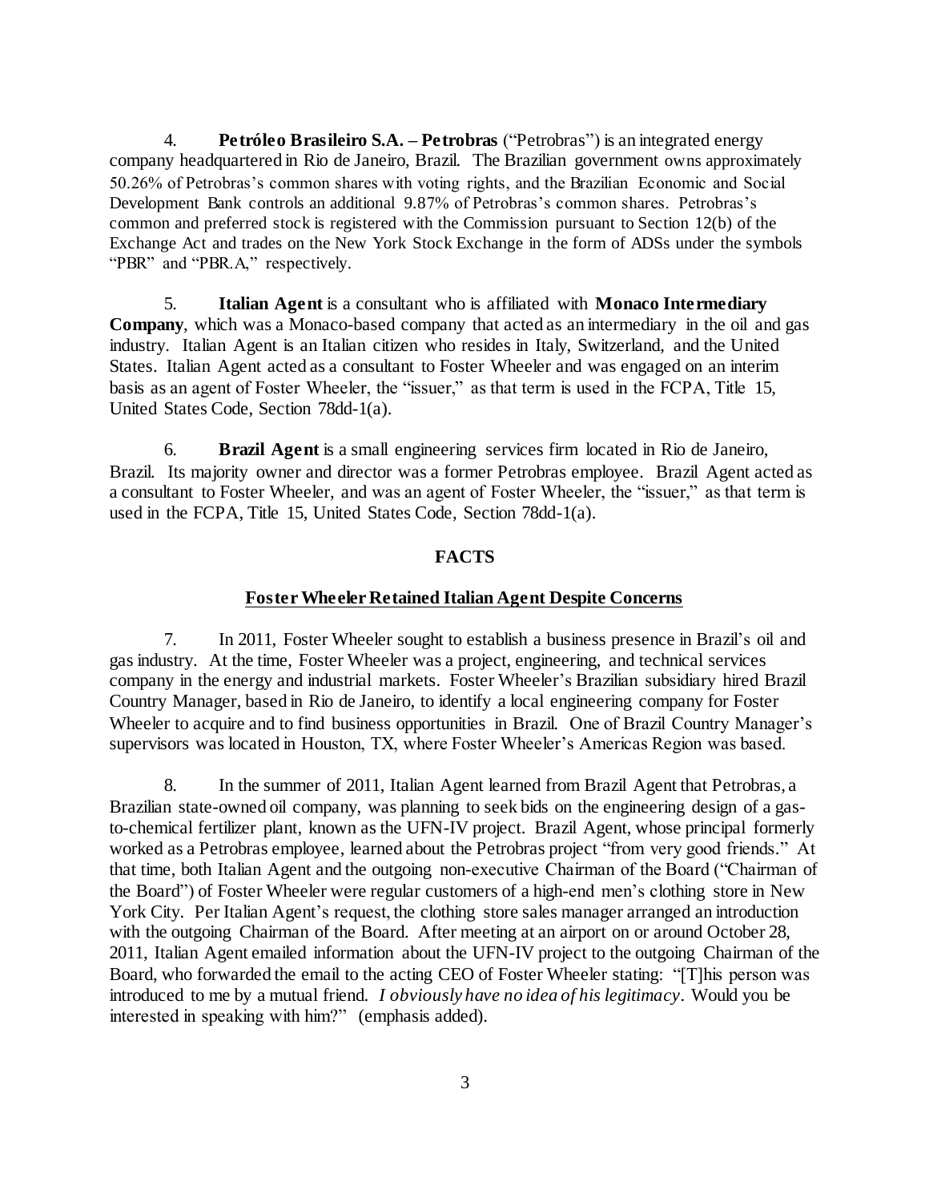4. **Petróleo Brasileiro S.A. – Petrobras** ("Petrobras") is an integrated energy company headquartered in Rio de Janeiro, Brazil. The Brazilian government owns approximately 50.26% of Petrobras's common shares with voting rights, and the Brazilian Economic and Social Development Bank controls an additional 9.87% of Petrobras's common shares. Petrobras's common and preferred stock is registered with the Commission pursuant to Section 12(b) of the Exchange Act and trades on the New York Stock Exchange in the form of ADSs under the symbols "PBR" and "PBR.A," respectively.

5. **Italian Agent** is a consultant who is affiliated with **Monaco Intermediary Company**, which was a Monaco-based company that acted as an intermediary in the oil and gas industry. Italian Agent is an Italian citizen who resides in Italy, Switzerland, and the United States. Italian Agent acted as a consultant to Foster Wheeler and was engaged on an interim basis as an agent of Foster Wheeler, the "issuer," as that term is used in the FCPA, Title 15, United States Code, Section 78dd-1(a).

6. **Brazil Agent** is a small engineering services firm located in Rio de Janeiro, Brazil. Its majority owner and director was a former Petrobras employee. Brazil Agent acted as a consultant to Foster Wheeler, and was an agent of Foster Wheeler, the "issuer," as that term is used in the FCPA, Title 15, United States Code, Section 78dd-1(a).

## FACTS

### Foster Wheeler Retained Italian Agent Despite Concerns

7. In 2011, Foster Wheeler sought to establish a business presence in Brazil's oil and gas industry. At the time, Foster Wheeler was a project, engineering, and technical services company in the energy and industrial markets. Foster Wheeler's Brazilian subsidiary hired Brazil Country Manager, based in Rio de Janeiro, to identify a local engineering company for Foster Wheeler to acquire and to find business opportunities in Brazil. One of Brazil Country Manager's supervisors was located in Houston, TX, where Foster Wheeler's Americas Region was based.

8. In the summer of 2011, Italian Agent learned from Brazil Agent that Petrobras, a Brazilian state-owned oil company, was planning to seek bids on the engineering design of a gas-to-chemical fertilizer plant, known as the UFN-IV project. Brazil Agent, whose principal formerly worked as a Petrobras employee, learned about the Petrobras project "from very good friends." At that time, both Italian Agent and the outgoing non-executive Chairman of the Board ("Chairman of the Board") of Foster Wheeler were regular customers of a high-end men's clothing store in New York City. Per Italian Agent's request, the clothing store sales manager arranged an introduction with the outgoing Chairman of the Board. After meeting at an airport on or around October 28, 2011, Italian Agent emailed information about the UFN-IV project to the outgoing Chairman of the Board, who forwarded the email to the acting CEO of Foster Wheeler stating: "[T]his person was introduced to me by a mutual friend. *I obviously have no idea of his legitimacy*. Would you be interested in speaking with him?" (emphasis added).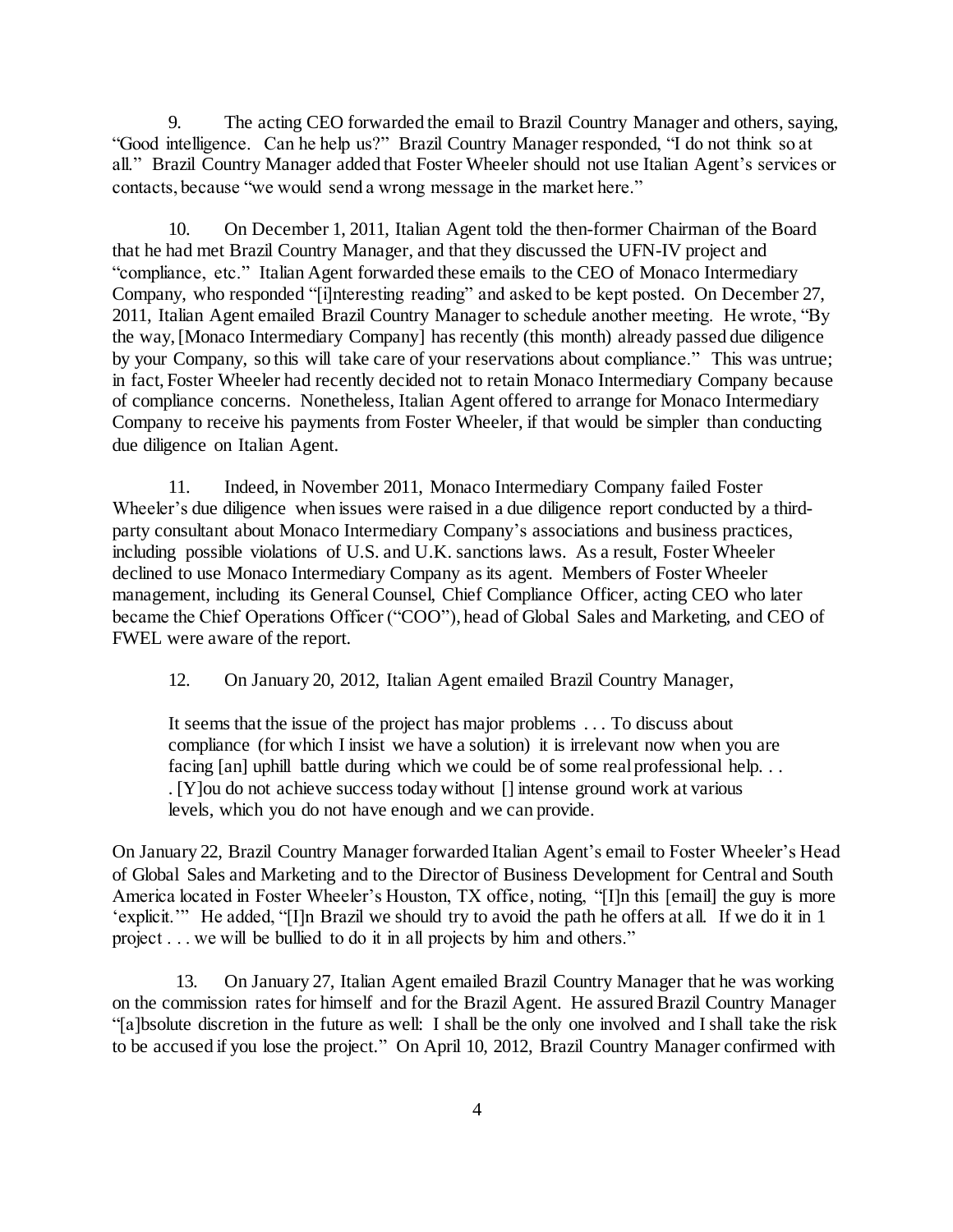9. The acting CEO forwarded the email to Brazil Country Manager and others, saying, "Good intelligence. Can he help us?" Brazil Country Manager responded, "I do not think so at all." Brazil Country Manager added that Foster Wheeler should not use Italian Agent's services or contacts, because "we would send a wrong message in the market here."

10. On December 1, 2011, Italian Agent told the then-former Chairman of the Board that he had met Brazil Country Manager, and that they discussed the UFN-IV project and "compliance, etc." Italian Agent forwarded these emails to the CEO of Monaco Intermediary Company, who responded "[i]nteresting reading" and asked to be kept posted. On December 27, 2011, Italian Agent emailed Brazil Country Manager to schedule another meeting. He wrote, "By the way, [Monaco Intermediary Company] has recently (this month) already passed due diligence by your Company, so this will take care of your reservations about compliance." This was untrue; in fact, Foster Wheeler had recently decided not to retain Monaco Intermediary Company because of compliance concerns. Nonetheless, Italian Agent offered to arrange for Monaco Intermediary Company to receive his payments from Foster Wheeler, if that would be simpler than conducting due diligence on Italian Agent.

11. Indeed, in November 2011, Monaco Intermediary Company failed Foster Wheeler's due diligence when issues were raised in a due diligence report conducted by a third-party consultant about Monaco Intermediary Company's associations and business practices, including possible violations of U.S. and U.K. sanctions laws. As a result, Foster Wheeler declined to use Monaco Intermediary Company as its agent. Members of Foster Wheeler management, including its General Counsel, Chief Compliance Officer, acting CEO who later became the Chief Operations Officer ("COO"), head of Global Sales and Marketing, and CEO of FWEL were aware of the report.

12. On January 20, 2012, Italian Agent emailed Brazil Country Manager,

> It seems that the issue of the project has major problems . . . To discuss about compliance (for which I insist we have a solution) it is irrelevant now when you are facing [an] uphill battle during which we could be of some real professional help. . . . [Y]ou do not achieve success today without [] intense ground work at various levels, which you do not have enough and we can provide.

On January 22, Brazil Country Manager forwarded Italian Agent's email to Foster Wheeler's Head of Global Sales and Marketing and to the Director of Business Development for Central and South America located in Foster Wheeler's Houston, TX office, noting, "[I]n this [email] the guy is more 'explicit.'" He added, "[I]n Brazil we should try to avoid the path he offers at all. If we do it in 1 project . . . we will be bullied to do it in all projects by him and others."

13. On January 27, Italian Agent emailed Brazil Country Manager that he was working on the commission rates for himself and for the Brazil Agent. He assured Brazil Country Manager "[a]bsolute discretion in the future as well: I shall be the only one involved and I shall take the risk to be accused if you lose the project." On April 10, 2012, Brazil Country Manager confirmed with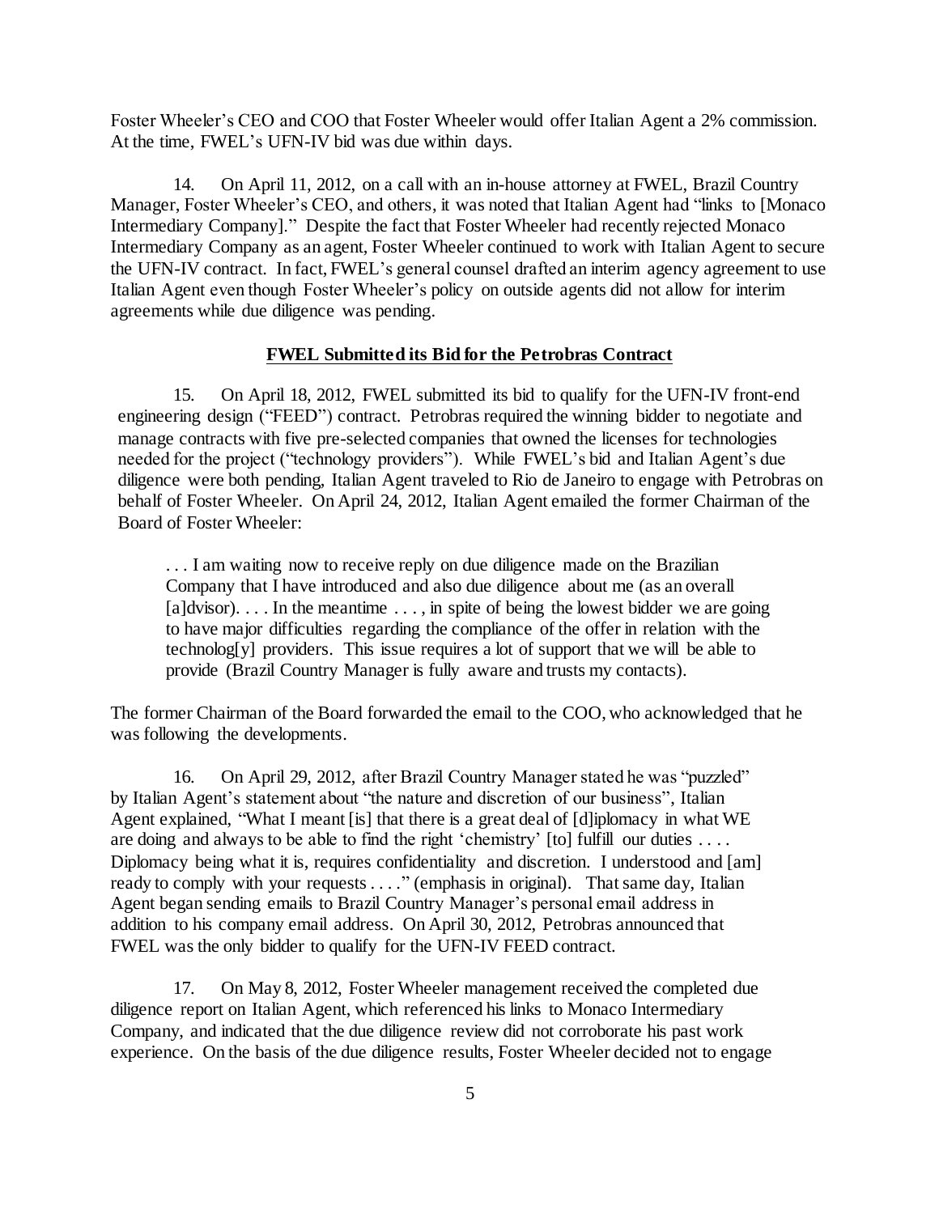Foster Wheeler's CEO and COO that Foster Wheeler would offer Italian Agent a 2% commission. At the time, FWEL's UFN-IV bid was due within days.

14. On April 11, 2012, on a call with an in-house attorney at FWEL, Brazil Country Manager, Foster Wheeler's CEO, and others, it was noted that Italian Agent had "links to [Monaco Intermediary Company]." Despite the fact that Foster Wheeler had recently rejected Monaco Intermediary Company as an agent, Foster Wheeler continued to work with Italian Agent to secure the UFN-IV contract. In fact, FWEL's general counsel drafted an interim agency agreement to use Italian Agent even though Foster Wheeler's policy on outside agents did not allow for interim agreements while due diligence was pending.

## FWEL Submitted its Bid for the Petrobras Contract

15. On April 18, 2012, FWEL submitted its bid to qualify for the UFN-IV front-end engineering design ("FEED") contract. Petrobras required the winning bidder to negotiate and manage contracts with five pre-selected companies that owned the licenses for technologies needed for the project ("technology providers"). While FWEL's bid and Italian Agent's due diligence were both pending, Italian Agent traveled to Rio de Janeiro to engage with Petrobras on behalf of Foster Wheeler. On April 24, 2012, Italian Agent emailed the former Chairman of the Board of Foster Wheeler:

> . . . I am waiting now to receive reply on due diligence made on the Brazilian Company that I have introduced and also due diligence about me (as an overall [a]dvisor). . . . In the meantime . . . , in spite of being the lowest bidder we are going to have major difficulties regarding the compliance of the offer in relation with the technolog[y] providers. This issue requires a lot of support that we will be able to provide (Brazil Country Manager is fully aware and trusts my contacts).

The former Chairman of the Board forwarded the email to the COO, who acknowledged that he was following the developments.

16. On April 29, 2012, after Brazil Country Manager stated he was "puzzled" by Italian Agent's statement about "the nature and discretion of our business", Italian Agent explained, "What I meant [is] that there is a great deal of [d]iplomacy in what WE are doing and always to be able to find the right 'chemistry' [to] fulfill our duties . . . . Diplomacy being what it is, requires confidentiality and discretion. I understood and [am] ready to comply with your requests . . . ." (emphasis in original). That same day, Italian Agent began sending emails to Brazil Country Manager's personal email address in addition to his company email address. On April 30, 2012, Petrobras announced that FWEL was the only bidder to qualify for the UFN-IV FEED contract.

17. On May 8, 2012, Foster Wheeler management received the completed due diligence report on Italian Agent, which referenced his links to Monaco Intermediary Company, and indicated that the due diligence review did not corroborate his past work experience. On the basis of the due diligence results, Foster Wheeler decided not to engage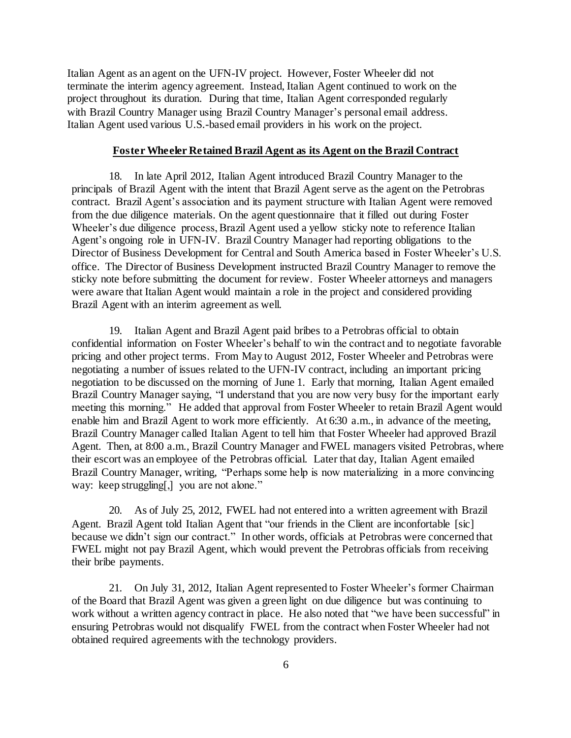Italian Agent as an agent on the UFN-IV project. However, Foster Wheeler did not terminate the interim agency agreement. Instead, Italian Agent continued to work on the project throughout its duration. During that time, Italian Agent corresponded regularly with Brazil Country Manager using Brazil Country Manager's personal email address. Italian Agent used various U.S.-based email providers in his work on the project.

## Foster Wheeler Retained Brazil Agent as its Agent on the Brazil Contract

18. In late April 2012, Italian Agent introduced Brazil Country Manager to the principals of Brazil Agent with the intent that Brazil Agent serve as the agent on the Petrobras contract. Brazil Agent's association and its payment structure with Italian Agent were removed from the due diligence materials. On the agent questionnaire that it filled out during Foster Wheeler's due diligence process, Brazil Agent used a yellow sticky note to reference Italian Agent's ongoing role in UFN-IV. Brazil Country Manager had reporting obligations to the Director of Business Development for Central and South America based in Foster Wheeler's U.S. office. The Director of Business Development instructed Brazil Country Manager to remove the sticky note before submitting the document for review. Foster Wheeler attorneys and managers were aware that Italian Agent would maintain a role in the project and considered providing Brazil Agent with an interim agreement as well.

19. Italian Agent and Brazil Agent paid bribes to a Petrobras official to obtain confidential information on Foster Wheeler's behalf to win the contract and to negotiate favorable pricing and other project terms. From May to August 2012, Foster Wheeler and Petrobras were negotiating a number of issues related to the UFN-IV contract, including an important pricing negotiation to be discussed on the morning of June 1. Early that morning, Italian Agent emailed Brazil Country Manager saying, "I understand that you are now very busy for the important early meeting this morning." He added that approval from Foster Wheeler to retain Brazil Agent would enable him and Brazil Agent to work more efficiently. At 6:30 a.m., in advance of the meeting, Brazil Country Manager called Italian Agent to tell him that Foster Wheeler had approved Brazil Agent. Then, at 8:00 a.m., Brazil Country Manager and FWEL managers visited Petrobras, where their escort was an employee of the Petrobras official. Later that day, Italian Agent emailed Brazil Country Manager, writing, "Perhaps some help is now materializing in a more convincing way: keep struggling[,] you are not alone."

20. As of July 25, 2012, FWEL had not entered into a written agreement with Brazil Agent. Brazil Agent told Italian Agent that "our friends in the Client are inconfortable [sic] because we didn't sign our contract." In other words, officials at Petrobras were concerned that FWEL might not pay Brazil Agent, which would prevent the Petrobras officials from receiving their bribe payments.

21. On July 31, 2012, Italian Agent represented to Foster Wheeler's former Chairman of the Board that Brazil Agent was given a green light on due diligence but was continuing to work without a written agency contract in place. He also noted that "we have been successful" in ensuring Petrobras would not disqualify FWEL from the contract when Foster Wheeler had not obtained required agreements with the technology providers.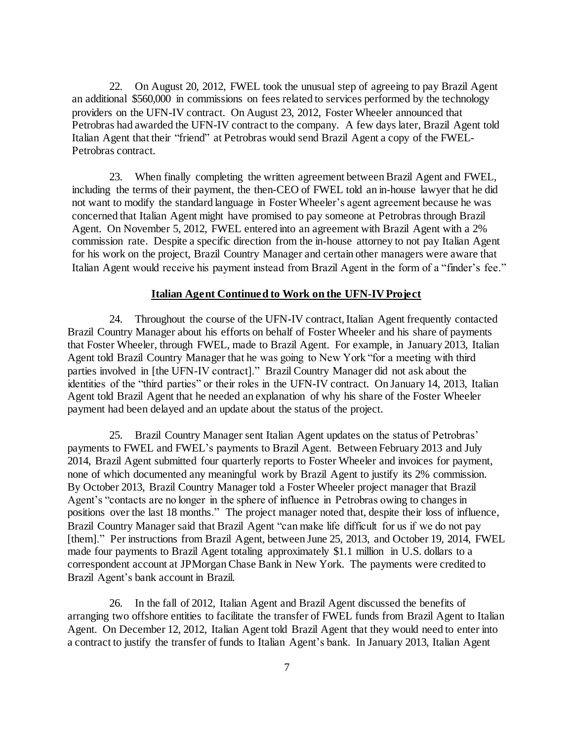22. On August 20, 2012, FWEL took the unusual step of agreeing to pay Brazil Agent an additional $560,000 in commissions on fees related to services performed by the technology providers on the UFN-IV contract. On August 23, 2012, Foster Wheeler announced that Petrobras had awarded the UFN-IV contract to the company. A few days later, Brazil Agent told Italian Agent that their "friend" at Petrobras would send Brazil Agent a copy of the FWEL-Petrobras contract.

23. When finally completing the written agreement between Brazil Agent and FWEL, including the terms of their payment, the then-CEO of FWEL told an in-house lawyer that he did not want to modify the standard language in Foster Wheeler's agent agreement because he was concerned that Italian Agent might have promised to pay someone at Petrobras through Brazil Agent. On November 5, 2012, FWEL entered into an agreement with Brazil Agent with a 2% commission rate. Despite a specific direction from the in-house attorney to not pay Italian Agent for his work on the project, Brazil Country Manager and certain other managers were aware that Italian Agent would receive his payment instead from Brazil Agent in the form of a "finder's fee."

**Italian Agent Continued to Work on the UFN-IV Project**

24. Throughout the course of the UFN-IV contract, Italian Agent frequently contacted Brazil Country Manager about his efforts on behalf of Foster Wheeler and his share of payments that Foster Wheeler, through FWEL, made to Brazil Agent. For example, in January 2013, Italian Agent told Brazil Country Manager that he was going to New York "for a meeting with third parties involved in [the UFN-IV contract]." Brazil Country Manager did not ask about the identities of the "third parties" or their roles in the UFN-IV contract. On January 14, 2013, Italian Agent told Brazil Agent that he needed an explanation of why his share of the Foster Wheeler payment had been delayed and an update about the status of the project.

25. Brazil Country Manager sent Italian Agent updates on the status of Petrobras' payments to FWEL and FWEL's payments to Brazil Agent. Between February 2013 and July 2014, Brazil Agent submitted four quarterly reports to Foster Wheeler and invoices for payment, none of which documented any meaningful work by Brazil Agent to justify its 2% commission. By October 2013, Brazil Country Manager told a Foster Wheeler project manager that Brazil Agent's "contacts are no longer in the sphere of influence in Petrobras owing to changes in positions over the last 18 months." The project manager noted that, despite their loss of influence, Brazil Country Manager said that Brazil Agent "can make life difficult for us if we do not pay [them]." Per instructions from Brazil Agent, between June 25, 2013, and October 19, 2014, FWEL made four payments to Brazil Agent totaling approximately $1.1 million in U.S. dollars to a correspondent account at JPMorgan Chase Bank in New York. The payments were credited to Brazil Agent's bank account in Brazil.

26. In the fall of 2012, Italian Agent and Brazil Agent discussed the benefits of arranging two offshore entities to facilitate the transfer of FWEL funds from Brazil Agent to Italian Agent. On December 12, 2012, Italian Agent told Brazil Agent that they would need to enter into a contract to justify the transfer of funds to Italian Agent's bank. In January 2013, Italian Agent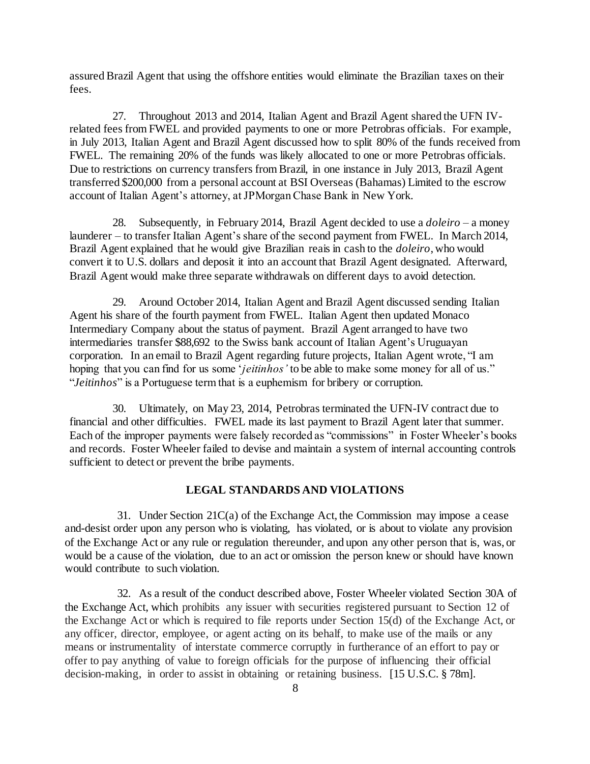assured Brazil Agent that using the offshore entities would eliminate the Brazilian taxes on their fees.

27. Throughout 2013 and 2014, Italian Agent and Brazil Agent shared the UFN IV-related fees from FWEL and provided payments to one or more Petrobras officials. For example, in July 2013, Italian Agent and Brazil Agent discussed how to split 80% of the funds received from FWEL. The remaining 20% of the funds was likely allocated to one or more Petrobras officials. Due to restrictions on currency transfers from Brazil, in one instance in July 2013, Brazil Agent transferred $200,000 from a personal account at BSI Overseas (Bahamas) Limited to the escrow account of Italian Agent's attorney, at JPMorgan Chase Bank in New York.

28. Subsequently, in February 2014, Brazil Agent decided to use a *doleiro* – a money launderer – to transfer Italian Agent's share of the second payment from FWEL. In March 2014, Brazil Agent explained that he would give Brazilian reais in cash to the *doleiro*, who would convert it to U.S. dollars and deposit it into an account that Brazil Agent designated. Afterward, Brazil Agent would make three separate withdrawals on different days to avoid detection.

29. Around October 2014, Italian Agent and Brazil Agent discussed sending Italian Agent his share of the fourth payment from FWEL. Italian Agent then updated Monaco Intermediary Company about the status of payment. Brazil Agent arranged to have two intermediaries transfer $88,692 to the Swiss bank account of Italian Agent's Uruguayan corporation. In an email to Brazil Agent regarding future projects, Italian Agent wrote, "I am hoping that you can find for us some '*jeitinhos'* to be able to make some money for all of us." "*Jeitinhos*" is a Portuguese term that is a euphemism for bribery or corruption.

30. Ultimately, on May 23, 2014, Petrobras terminated the UFN-IV contract due to financial and other difficulties. FWEL made its last payment to Brazil Agent later that summer. Each of the improper payments were falsely recorded as "commissions" in Foster Wheeler's books and records. Foster Wheeler failed to devise and maintain a system of internal accounting controls sufficient to detect or prevent the bribe payments.

## LEGAL STANDARDS AND VIOLATIONS

31. Under Section 21C(a) of the Exchange Act, the Commission may impose a cease and-desist order upon any person who is violating, has violated, or is about to violate any provision of the Exchange Act or any rule or regulation thereunder, and upon any other person that is, was, or would be a cause of the violation, due to an act or omission the person knew or should have known would contribute to such violation.

32. As a result of the conduct described above, Foster Wheeler violated Section 30A of the Exchange Act, which prohibits any issuer with securities registered pursuant to Section 12 of the Exchange Act or which is required to file reports under Section 15(d) of the Exchange Act, or any officer, director, employee, or agent acting on its behalf, to make use of the mails or any means or instrumentality of interstate commerce corruptly in furtherance of an effort to pay or offer to pay anything of value to foreign officials for the purpose of influencing their official decision-making, in order to assist in obtaining or retaining business. [15 U.S.C. § 78m].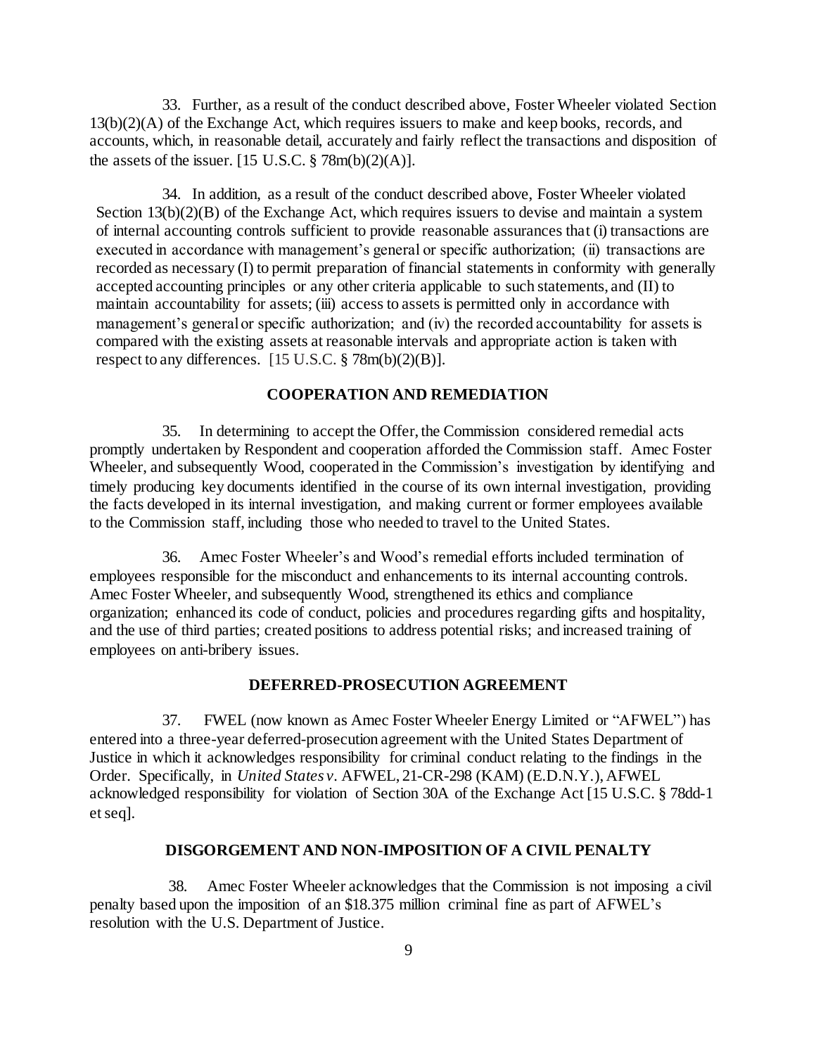33. Further, as a result of the conduct described above, Foster Wheeler violated Section 13(b)(2)(A) of the Exchange Act, which requires issuers to make and keep books, records, and accounts, which, in reasonable detail, accurately and fairly reflect the transactions and disposition of the assets of the issuer. [15 U.S.C. § 78m(b)(2)(A)].

34. In addition, as a result of the conduct described above, Foster Wheeler violated Section 13(b)(2)(B) of the Exchange Act, which requires issuers to devise and maintain a system of internal accounting controls sufficient to provide reasonable assurances that (i) transactions are executed in accordance with management's general or specific authorization; (ii) transactions are recorded as necessary (I) to permit preparation of financial statements in conformity with generally accepted accounting principles or any other criteria applicable to such statements, and (II) to maintain accountability for assets; (iii) access to assets is permitted only in accordance with management's general or specific authorization; and (iv) the recorded accountability for assets is compared with the existing assets at reasonable intervals and appropriate action is taken with respect to any differences. [15 U.S.C. § 78m(b)(2)(B)].

## COOPERATION AND REMEDIATION

35. In determining to accept the Offer, the Commission considered remedial acts promptly undertaken by Respondent and cooperation afforded the Commission staff. Amec Foster Wheeler, and subsequently Wood, cooperated in the Commission's investigation by identifying and timely producing key documents identified in the course of its own internal investigation, providing the facts developed in its internal investigation, and making current or former employees available to the Commission staff, including those who needed to travel to the United States.

36. Amec Foster Wheeler's and Wood's remedial efforts included termination of employees responsible for the misconduct and enhancements to its internal accounting controls. Amec Foster Wheeler, and subsequently Wood, strengthened its ethics and compliance organization; enhanced its code of conduct, policies and procedures regarding gifts and hospitality, and the use of third parties; created positions to address potential risks; and increased training of employees on anti-bribery issues.

## DEFERRED-PROSECUTION AGREEMENT

37. FWEL (now known as Amec Foster Wheeler Energy Limited or "AFWEL") has entered into a three-year deferred-prosecution agreement with the United States Department of Justice in which it acknowledges responsibility for criminal conduct relating to the findings in the Order. Specifically, in *United States v*. AFWEL, 21-CR-298 (KAM) (E.D.N.Y.), AFWEL acknowledged responsibility for violation of Section 30A of the Exchange Act [15 U.S.C. § 78dd-1 et seq].

## DISGORGEMENT AND NON-IMPOSITION OF A CIVIL PENALTY

38. Amec Foster Wheeler acknowledges that the Commission is not imposing a civil penalty based upon the imposition of an $18.375 million criminal fine as part of AFWEL's resolution with the U.S. Department of Justice.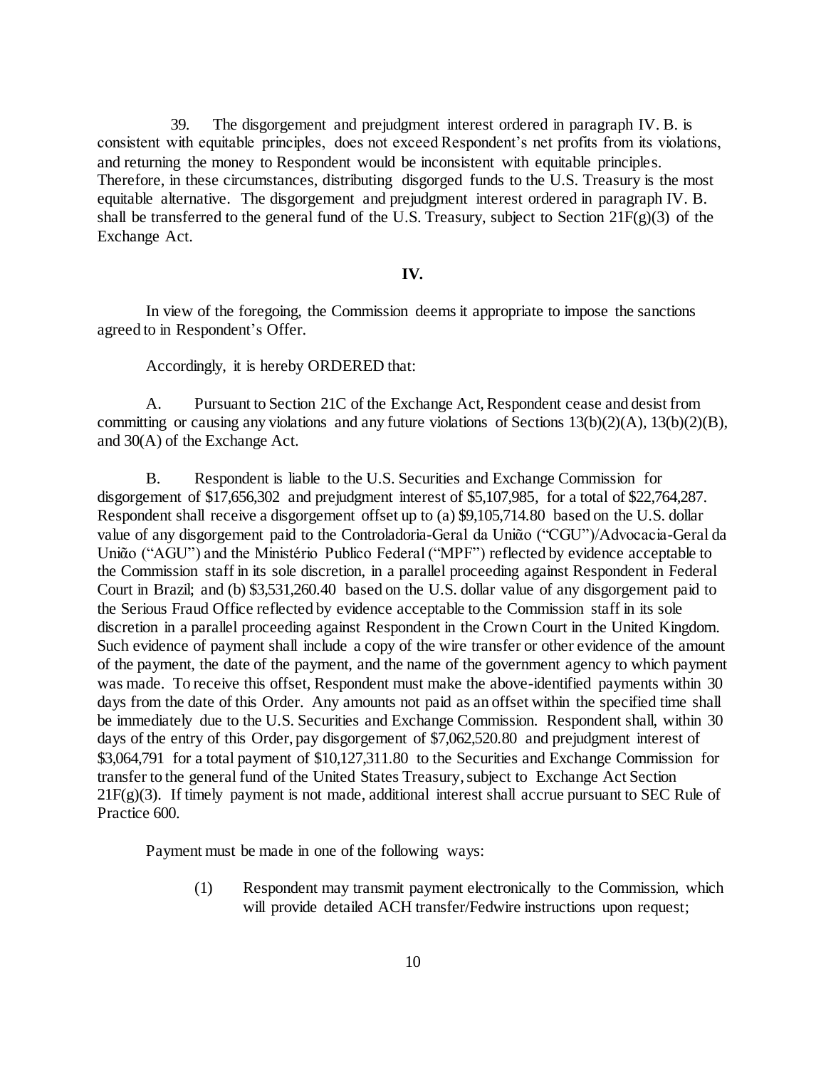39. The disgorgement and prejudgment interest ordered in paragraph IV. B. is consistent with equitable principles, does not exceed Respondent's net profits from its violations, and returning the money to Respondent would be inconsistent with equitable principles. Therefore, in these circumstances, distributing disgorged funds to the U.S. Treasury is the most equitable alternative. The disgorgement and prejudgment interest ordered in paragraph IV. B. shall be transferred to the general fund of the U.S. Treasury, subject to Section 21F(g)(3) of the Exchange Act.

**IV.**

In view of the foregoing, the Commission deems it appropriate to impose the sanctions agreed to in Respondent's Offer.

Accordingly, it is hereby ORDERED that:

A. Pursuant to Section 21C of the Exchange Act, Respondent cease and desist from committing or causing any violations and any future violations of Sections 13(b)(2)(A), 13(b)(2)(B), and 30(A) of the Exchange Act.

B. Respondent is liable to the U.S. Securities and Exchange Commission for disgorgement of $17,656,302 and prejudgment interest of $5,107,985, for a total of $22,764,287. Respondent shall receive a disgorgement offset up to (a) $9,105,714.80 based on the U.S. dollar value of any disgorgement paid to the Controladoria-Geral da União ("CGU")/Advocacia-Geral da União ("AGU") and the Ministério Publico Federal ("MPF") reflected by evidence acceptable to the Commission staff in its sole discretion, in a parallel proceeding against Respondent in Federal Court in Brazil; and (b) $3,531,260.40 based on the U.S. dollar value of any disgorgement paid to the Serious Fraud Office reflected by evidence acceptable to the Commission staff in its sole discretion in a parallel proceeding against Respondent in the Crown Court in the United Kingdom. Such evidence of payment shall include a copy of the wire transfer or other evidence of the amount of the payment, the date of the payment, and the name of the government agency to which payment was made. To receive this offset, Respondent must make the above-identified payments within 30 days from the date of this Order. Any amounts not paid as an offset within the specified time shall be immediately due to the U.S. Securities and Exchange Commission. Respondent shall, within 30 days of the entry of this Order, pay disgorgement of $7,062,520.80 and prejudgment interest of $3,064,791 for a total payment of $10,127,311.80 to the Securities and Exchange Commission for transfer to the general fund of the United States Treasury, subject to Exchange Act Section 21F(g)(3). If timely payment is not made, additional interest shall accrue pursuant to SEC Rule of Practice 600.

Payment must be made in one of the following ways:

(1) Respondent may transmit payment electronically to the Commission, which will provide detailed ACH transfer/Fedwire instructions upon request;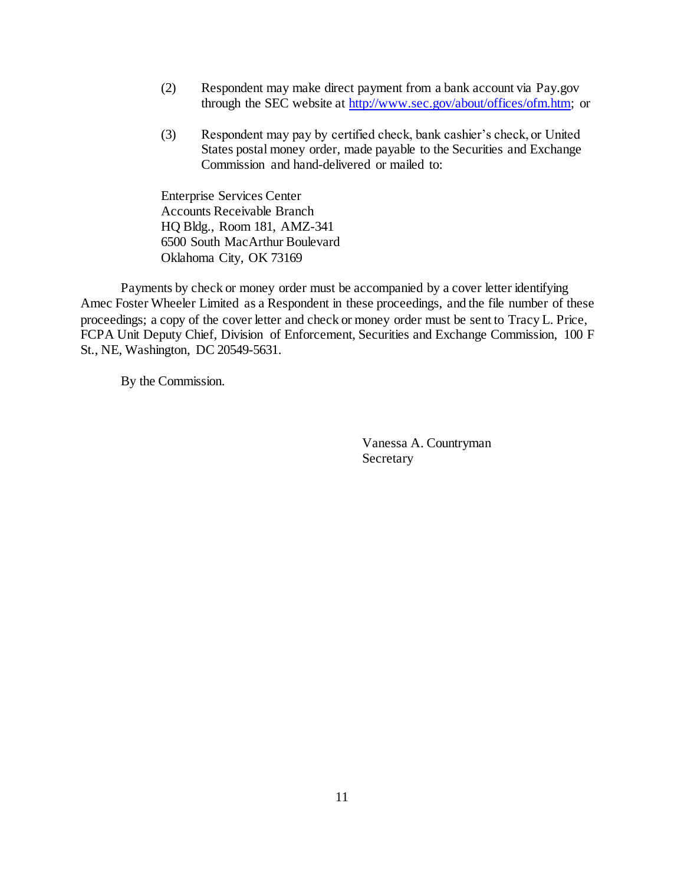(2) Respondent may make direct payment from a bank account via Pay.gov through the SEC website at http://www.sec.gov/about/offices/ofm.htm; or

(3) Respondent may pay by certified check, bank cashier's check, or United States postal money order, made payable to the Securities and Exchange Commission and hand-delivered or mailed to:

Enterprise Services Center
Accounts Receivable Branch
HQ Bldg., Room 181, AMZ-341
6500 South MacArthur Boulevard
Oklahoma City, OK 73169

Payments by check or money order must be accompanied by a cover letter identifying Amec Foster Wheeler Limited as a Respondent in these proceedings, and the file number of these proceedings; a copy of the cover letter and check or money order must be sent to Tracy L. Price, FCPA Unit Deputy Chief, Division of Enforcement, Securities and Exchange Commission, 100 F St., NE, Washington, DC 20549-5631.

By the Commission.

Vanessa A. Countryman
Secretary